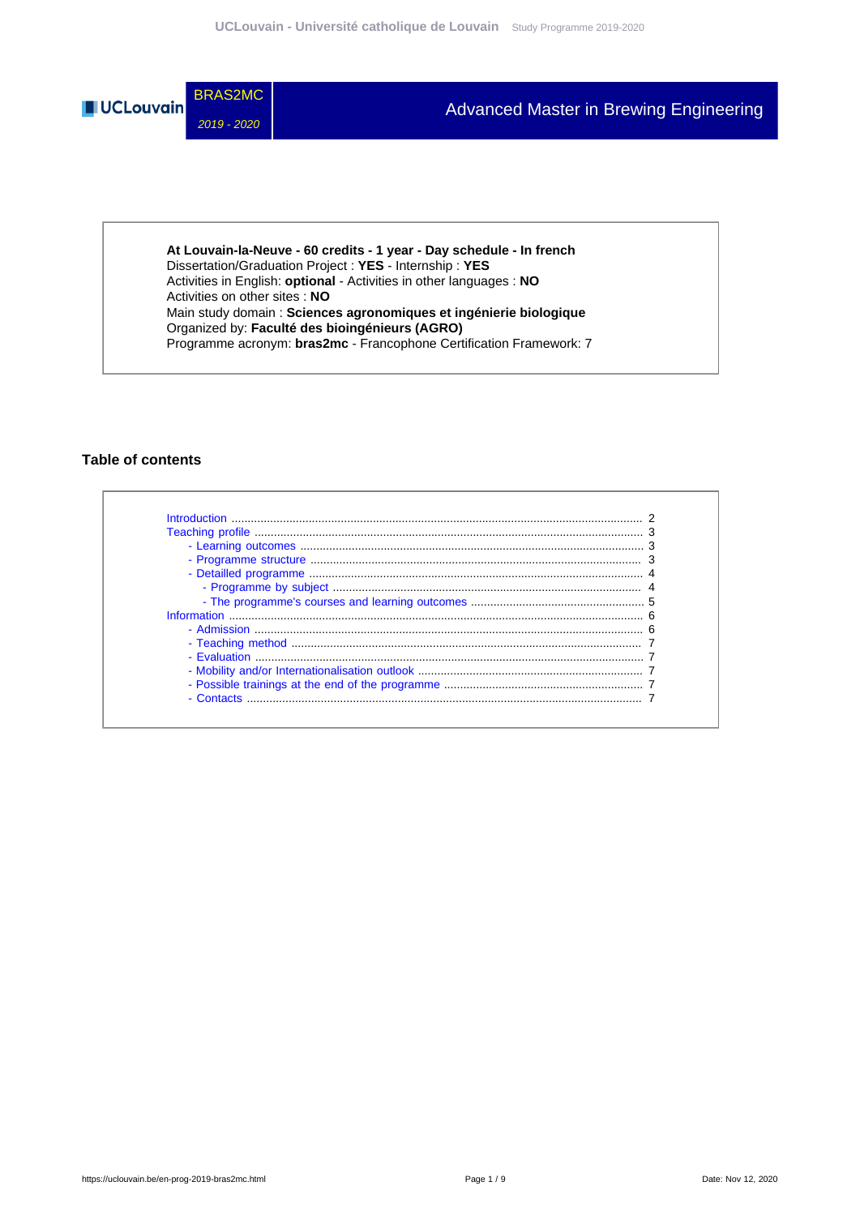# BRAS2MC

*2019 - 2020*

# Advanced Master in Brewing Engineering

**At Louvain-la-Neuve - 60 credits - 1 year - Day schedule - In french**
Dissertation/Graduation Project : **YES** - Internship : **YES**
Activities in English: **optional** - Activities in other languages : **NO**
Activities on other sites : **NO**
Main study domain : **Sciences agronomiques et ingénierie biologique**
Organized by: **Faculté des bioingénieurs (AGRO)**
Programme acronym: **bras2mc** - Francophone Certification Framework: 7

## Table of contents

- Introduction ..... 2
- Teaching profile ..... 3
  - Learning outcomes ..... 3
  - Programme structure ..... 3
  - Detailled programme ..... 4
    - Programme by subject ..... 4
    - The programme's courses and learning outcomes ..... 5
- Information ..... 6
  - Admission ..... 6
  - Teaching method ..... 7
  - Evaluation ..... 7
  - Mobility and/or Internationalisation outlook ..... 7
  - Possible trainings at the end of the programme ..... 7
  - Contacts ..... 7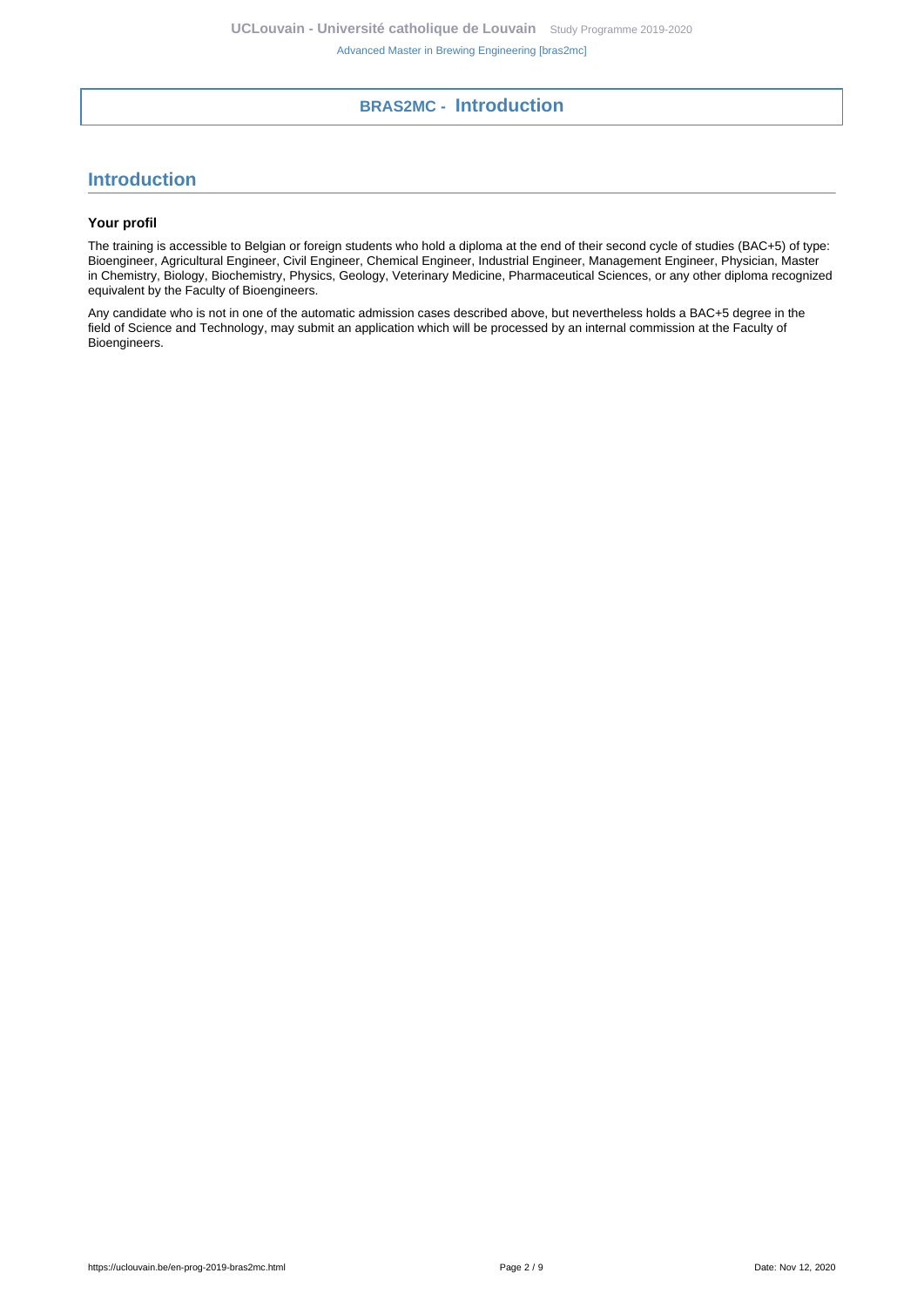# BRAS2MC - Introduction

## Introduction

### Your profil

The training is accessible to Belgian or foreign students who hold a diploma at the end of their second cycle of studies (BAC+5) of type: Bioengineer, Agricultural Engineer, Civil Engineer, Chemical Engineer, Industrial Engineer, Management Engineer, Physician, Master in Chemistry, Biology, Biochemistry, Physics, Geology, Veterinary Medicine, Pharmaceutical Sciences, or any other diploma recognized equivalent by the Faculty of Bioengineers.

Any candidate who is not in one of the automatic admission cases described above, but nevertheless holds a BAC+5 degree in the field of Science and Technology, may submit an application which will be processed by an internal commission at the Faculty of Bioengineers.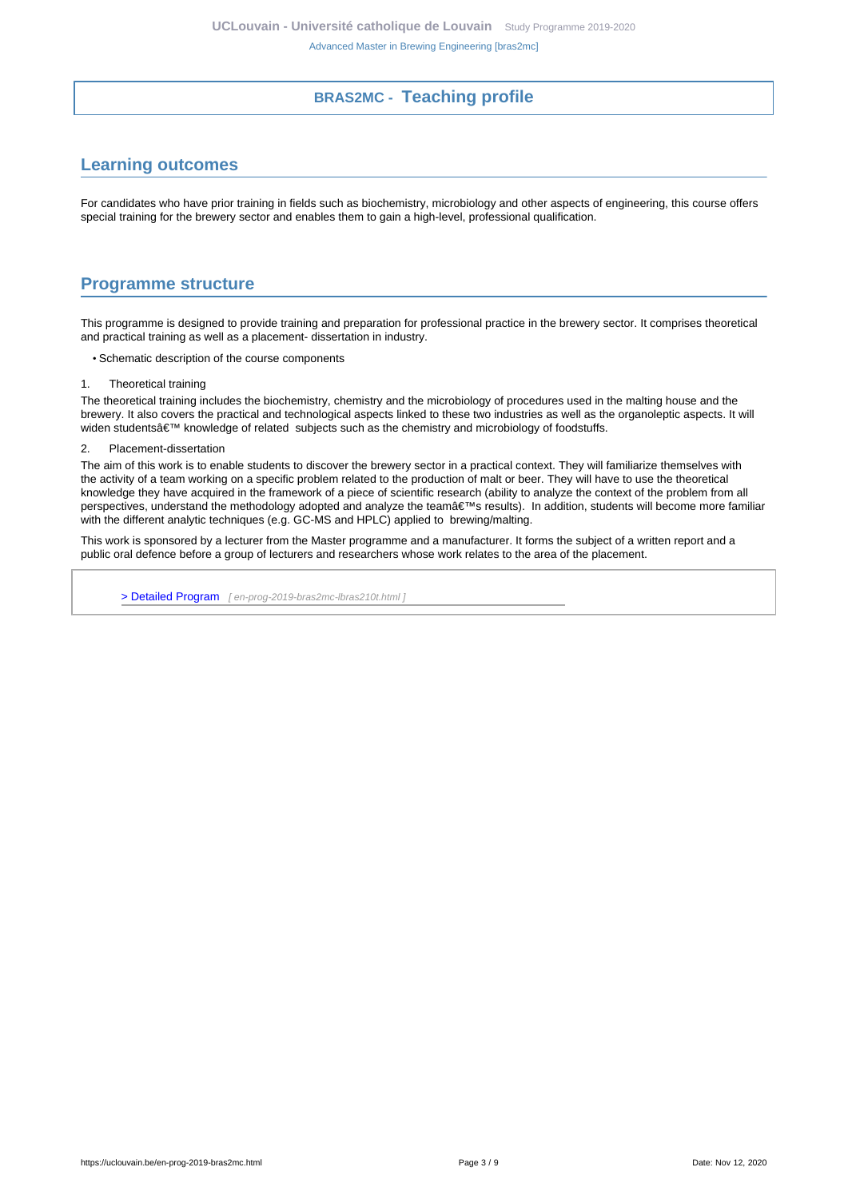# BRAS2MC - Teaching profile

## Learning outcomes

For candidates who have prior training in fields such as biochemistry, microbiology and other aspects of engineering, this course offers special training for the brewery sector and enables them to gain a high-level, professional qualification.

## Programme structure

This programme is designed to provide training and preparation for professional practice in the brewery sector. It comprises theoretical and practical training as well as a placement- dissertation in industry.

- Schematic description of the course components

1. Theoretical training

The theoretical training includes the biochemistry, chemistry and the microbiology of procedures used in the malting house and the brewery. It also covers the practical and technological aspects linked to these two industries as well as the organoleptic aspects. It will widen studentsâ€™ knowledge of related subjects such as the chemistry and microbiology of foodstuffs.

2. Placement-dissertation

The aim of this work is to enable students to discover the brewery sector in a practical context. They will familiarize themselves with the activity of a team working on a specific problem related to the production of malt or beer. They will have to use the theoretical knowledge they have acquired in the framework of a piece of scientific research (ability to analyze the context of the problem from all perspectives, understand the methodology adopted and analyze the teamâ€™s results). In addition, students will become more familiar with the different analytic techniques (e.g. GC-MS and HPLC) applied to brewing/malting.

This work is sponsored by a lecturer from the Master programme and a manufacturer. It forms the subject of a written report and a public oral defence before a group of lecturers and researchers whose work relates to the area of the placement.

> Detailed Program [ en-prog-2019-bras2mc-lbras210t.html ]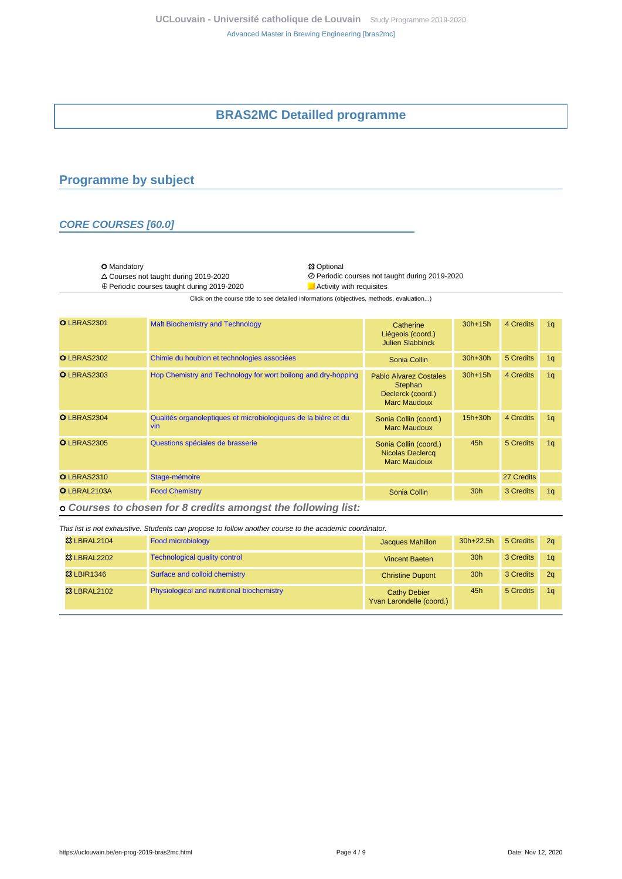# BRAS2MC Detailled programme

## Programme by subject

### CORE COURSES [60.0]

| | |
|---|---|
| ⭘ Mandatory | 🞬 Optional |
| △ Courses not taught during 2019-2020 | ⊘ Periodic courses not taught during 2019-2020 |
| ⊕ Periodic courses taught during 2019-2020 | Activity with requisites |

Click on the course title to see detailed informations (objectives, methods, evaluation...)

| Code | Title | Teachers | Hours | Credits | Term |
|---|---|---|---|---|---|
| ⭘ LBRAS2301 | Malt Biochemistry and Technology | Catherine Liégeois (coord.) Julien Slabbinck | 30h+15h | 4 Credits | 1q |
| ⭘ LBRAS2302 | Chimie du houblon et technologies associées | Sonia Collin | 30h+30h | 5 Credits | 1q |
| ⭘ LBRAS2303 | Hop Chemistry and Technology for wort boilong and dry-hopping | Pablo Alvarez Costales Stephan Declerck (coord.) Marc Maudoux | 30h+15h | 4 Credits | 1q |
| ⭘ LBRAS2304 | Qualités organoleptiques et microbiologiques de la bière et du vin | Sonia Collin (coord.) Marc Maudoux | 15h+30h | 4 Credits | 1q |
| ⭘ LBRAS2305 | Questions spéciales de brasserie | Sonia Collin (coord.) Nicolas Declercq Marc Maudoux | 45h | 5 Credits | 1q |
| ⭘ LBRAS2310 | Stage-mémoire | | | 27 Credits | |
| ⭘ LBRAL2103A | Food Chemistry | Sonia Collin | 30h | 3 Credits | 1q |

#### ⭘ *Courses to chosen for 8 credits amongst the following list:*

*This list is not exhaustive. Students can propose to follow another course to the academic coordinator.*

| Code | Title | Teachers | Hours | Credits | Term |
|---|---|---|---|---|---|
| 🞬 LBRAL2104 | Food microbiology | Jacques Mahillon | 30h+22.5h | 5 Credits | 2q |
| 🞬 LBRAL2202 | Technological quality control | Vincent Baeten | 30h | 3 Credits | 1q |
| 🞬 LBIR1346 | Surface and colloid chemistry | Christine Dupont | 30h | 3 Credits | 2q |
| 🞬 LBRAL2102 | Physiological and nutritional biochemistry | Cathy Debier Yvan Larondelle (coord.) | 45h | 5 Credits | 1q |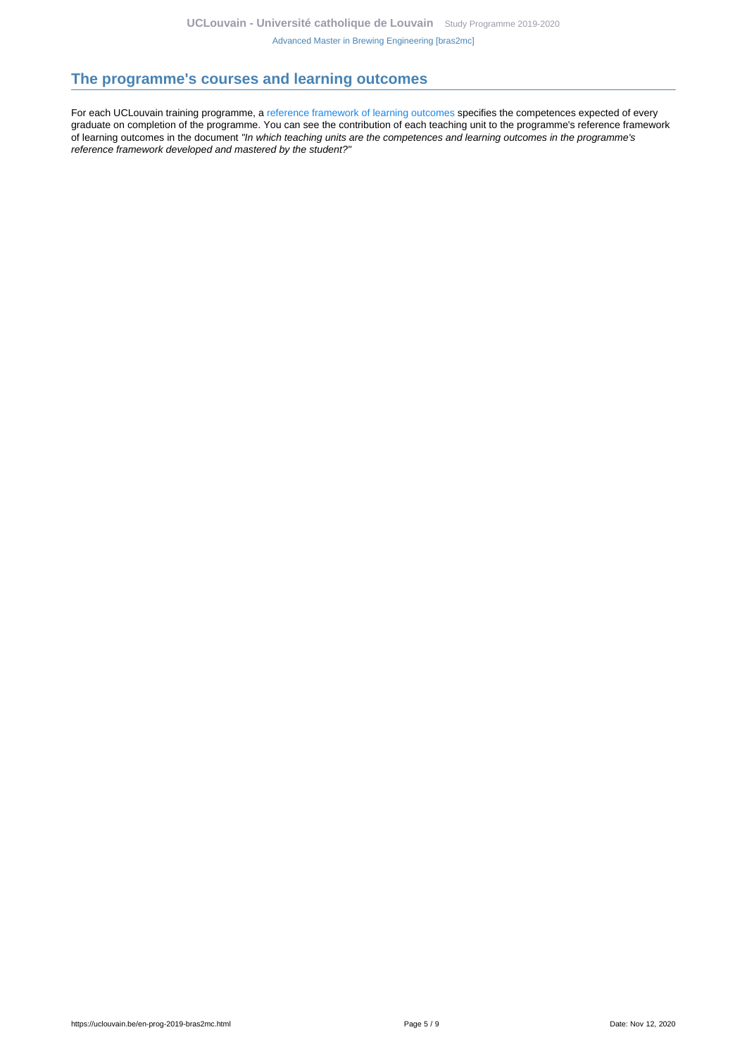## The programme's courses and learning outcomes

For each UCLouvain training programme, a reference framework of learning outcomes specifies the competences expected of every graduate on completion of the programme. You can see the contribution of each teaching unit to the programme's reference framework of learning outcomes in the document *"In which teaching units are the competences and learning outcomes in the programme's reference framework developed and mastered by the student?"*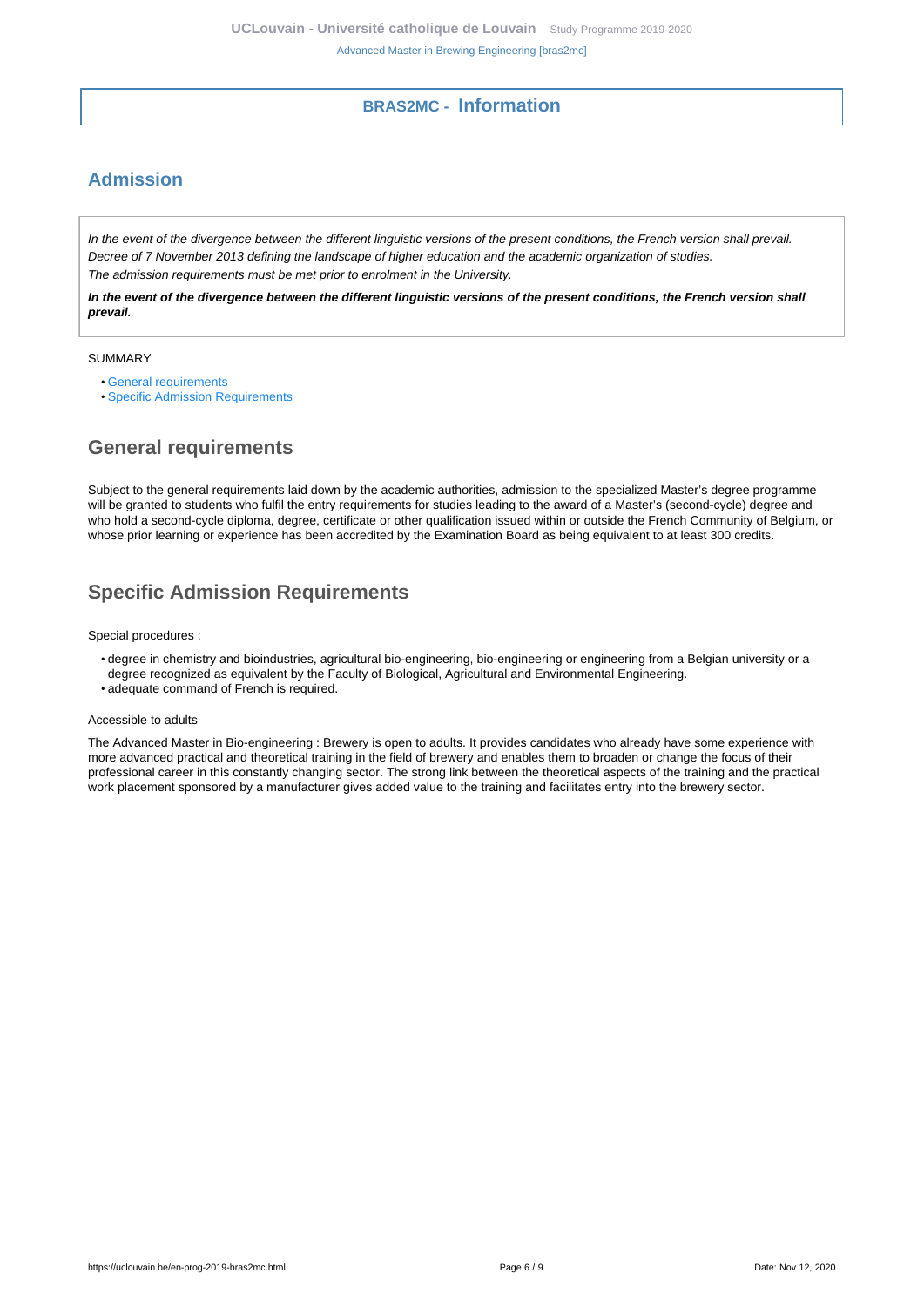# BRAS2MC - Information

## Admission

*In the event of the divergence between the different linguistic versions of the present conditions, the French version shall prevail.*
*Decree of 7 November 2013 defining the landscape of higher education and the academic organization of studies.*
*The admission requirements must be met prior to enrolment in the University.*

***In the event of the divergence between the different linguistic versions of the present conditions, the French version shall prevail.***

SUMMARY

- General requirements
- Specific Admission Requirements

## General requirements

Subject to the general requirements laid down by the academic authorities, admission to the specialized Master's degree programme will be granted to students who fulfil the entry requirements for studies leading to the award of a Master's (second-cycle) degree and who hold a second-cycle diploma, degree, certificate or other qualification issued within or outside the French Community of Belgium, or whose prior learning or experience has been accredited by the Examination Board as being equivalent to at least 300 credits.

## Specific Admission Requirements

Special procedures :

- degree in chemistry and bioindustries, agricultural bio-engineering, bio-engineering or engineering from a Belgian university or a degree recognized as equivalent by the Faculty of Biological, Agricultural and Environmental Engineering.
- adequate command of French is required.

Accessible to adults

The Advanced Master in Bio-engineering : Brewery is open to adults. It provides candidates who already have some experience with more advanced practical and theoretical training in the field of brewery and enables them to broaden or change the focus of their professional career in this constantly changing sector. The strong link between the theoretical aspects of the training and the practical work placement sponsored by a manufacturer gives added value to the training and facilitates entry into the brewery sector.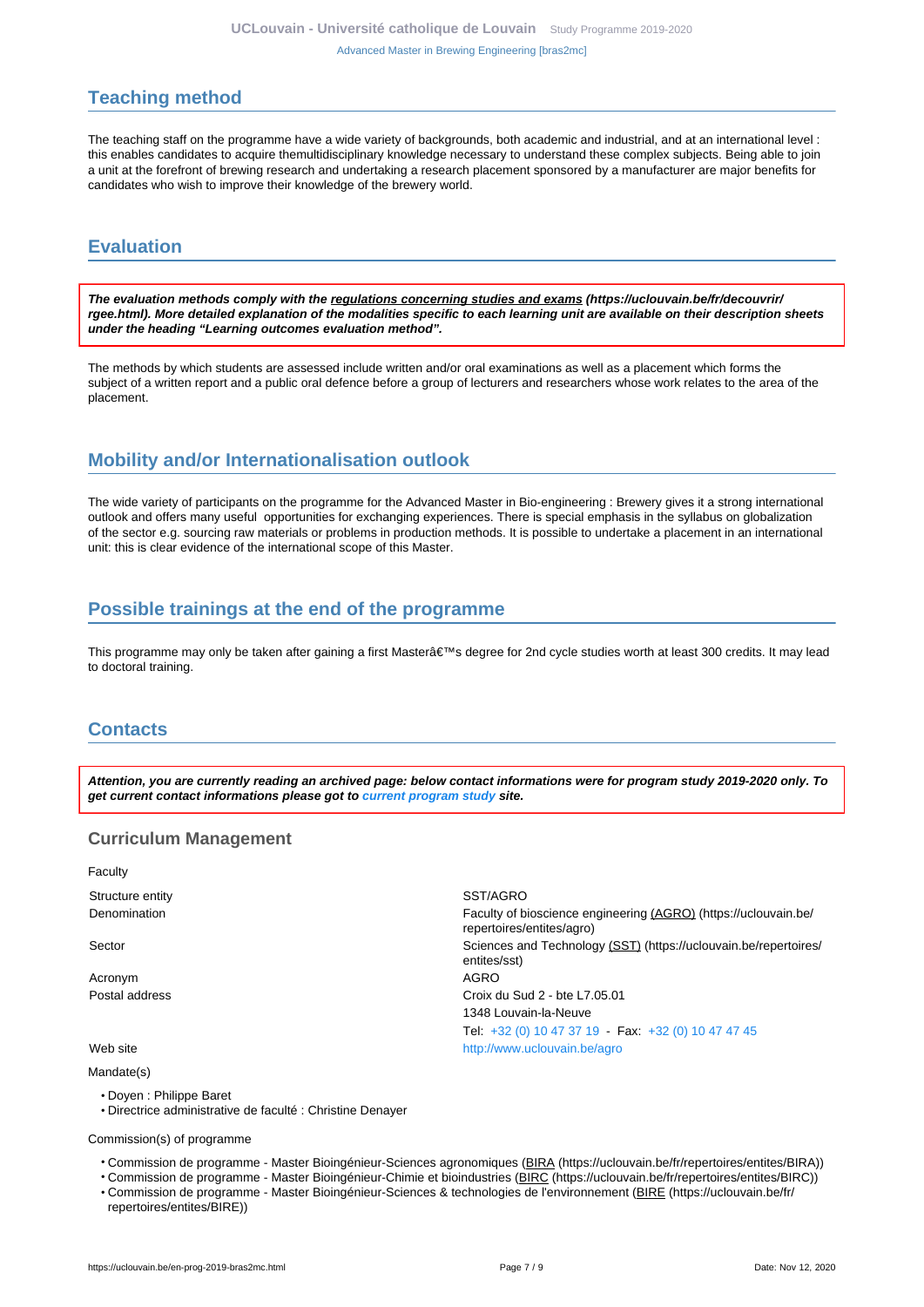## Teaching method

The teaching staff on the programme have a wide variety of backgrounds, both academic and industrial, and at an international level : this enables candidates to acquire themultidisciplinary knowledge necessary to understand these complex subjects. Being able to join a unit at the forefront of brewing research and undertaking a research placement sponsored by a manufacturer are major benefits for candidates who wish to improve their knowledge of the brewery world.

## Evaluation

***The evaluation methods comply with the regulations concerning studies and exams (https://uclouvain.be/fr/decouvrir/rgee.html). More detailed explanation of the modalities specific to each learning unit are available on their description sheets under the heading "Learning outcomes evaluation method".***

The methods by which students are assessed include written and/or oral examinations as well as a placement which forms the subject of a written report and a public oral defence before a group of lecturers and researchers whose work relates to the area of the placement.

## Mobility and/or Internationalisation outlook

The wide variety of participants on the programme for the Advanced Master in Bio-engineering : Brewery gives it a strong international outlook and offers many useful opportunities for exchanging experiences. There is special emphasis in the syllabus on globalization of the sector e.g. sourcing raw materials or problems in production methods. It is possible to undertake a placement in an international unit: this is clear evidence of the international scope of this Master.

## Possible trainings at the end of the programme

This programme may only be taken after gaining a first Masterâ€™s degree for 2nd cycle studies worth at least 300 credits. It may lead to doctoral training.

## Contacts

***Attention, you are currently reading an archived page: below contact informations were for program study 2019-2020 only. To get current contact informations please got to current program study site.***

### Curriculum Management

Faculty

| | |
|---|---|
| Structure entity | SST/AGRO |
| Denomination | Faculty of bioscience engineering (AGRO) (https://uclouvain.be/repertoires/entites/agro) |
| Sector | Sciences and Technology (SST) (https://uclouvain.be/repertoires/entites/sst) |
| Acronym | AGRO |
| Postal address | Croix du Sud 2 - bte L7.05.01<br>1348 Louvain-la-Neuve<br>Tel: +32 (0) 10 47 37 19 - Fax: +32 (0) 10 47 47 45 |
| Web site | http://www.uclouvain.be/agro |

Mandate(s)

- Doyen : Philippe Baret
- Directrice administrative de faculté : Christine Denayer

Commission(s) of programme

- Commission de programme - Master Bioingénieur-Sciences agronomiques (BIRA (https://uclouvain.be/fr/repertoires/entites/BIRA))
- Commission de programme - Master Bioingénieur-Chimie et bioindustries (BIRC (https://uclouvain.be/fr/repertoires/entites/BIRC))
- Commission de programme - Master Bioingénieur-Sciences & technologies de l'environnement (BIRE (https://uclouvain.be/fr/repertoires/entites/BIRE))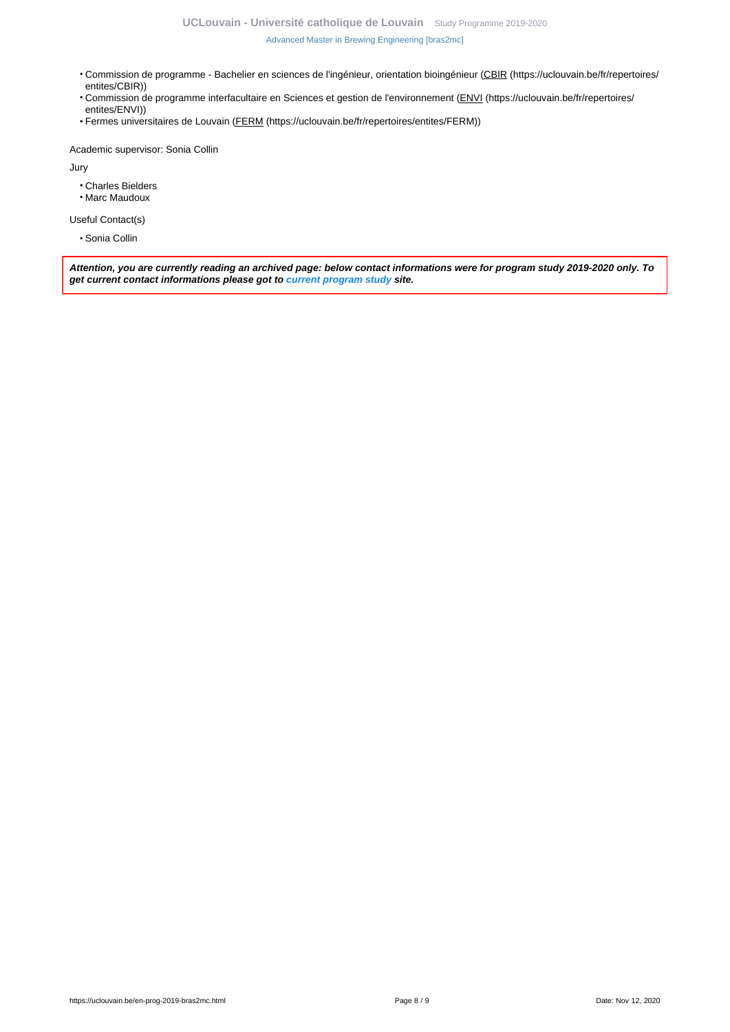- Commission de programme - Bachelier en sciences de l'ingénieur, orientation bioingénieur (CBIR (https://uclouvain.be/fr/repertoires/entites/CBIR))
- Commission de programme interfacultaire en Sciences et gestion de l'environnement (ENVI (https://uclouvain.be/fr/repertoires/entites/ENVI))
- Fermes universitaires de Louvain (FERM (https://uclouvain.be/fr/repertoires/entites/FERM))

Academic supervisor: Sonia Collin

Jury

- Charles Bielders
- Marc Maudoux

Useful Contact(s)

- Sonia Collin

***Attention, you are currently reading an archived page: below contact informations were for program study 2019-2020 only. To get current contact informations please got to current program study site.***